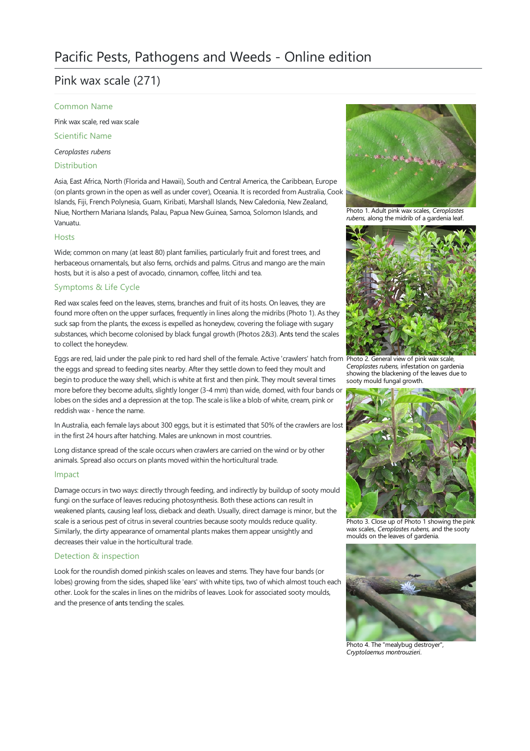# Pacific Pests, Pathogens and Weeds - Online edition

## Pink wax scale (271)

### Common Name

Pink wax scale, red wax scale

### Scientific Name

*Ceroplastes rubens*

### Distribution

Asia, East Africa, North (Florida and Hawaii), South and Central America, the Caribbean, Europe (on plants grown in the open as well as under cover), Oceania. It is recorded from Australia, Cook Islands, Fiji, French Polynesia, Guam, Kiribati, Marshall Islands, New Caledonia, New Zealand, Niue, Northern Mariana Islands, Palau, Papua New Guinea, Samoa, Solomon Islands, and Vanuatu.

### Hosts

Wide; common on many (at least 80) plant families, particularly fruit and forest trees, and herbaceous ornamentals, but also ferns, orchids and palms. Citrus and mango are the main hosts, but it is also a pest of avocado, cinnamon, coffee, litchi and tea.

### Symptoms & Life Cycle

Red wax scales feed on the leaves, stems, branches and fruit of its hosts. On leaves, they are found more often on the upper surfaces, frequently in lines along the midribs (Photo 1). As they suck sap from the plants, the excess is expelled as honeydew, covering the foliage with sugary substances, which become colonised by black fungal growth (Photos 2&3). Ants tend the scales to collect the honeydew.

Eggs are red, laid under the pale pink to red hard shell of the female. Active 'crawlers' hatch from the eggs and spread to feeding sites nearby. After they settle down to feed they moult and begin to produce the waxy shell, which is white at first and then pink. They moult several times more before they become adults, slightly longer (3-4 mm) than wide, domed, with four bands or lobes on the sides and a depression at the top. The scale is like a blob of white, cream, pink or reddish wax - hence the name.

In Australia, each female lays about 300 eggs, but it is estimated that 50% of the crawlers are lost in the first 24 hours after hatching. Males are unknown in most countries.

Long distance spread of the scale occurs when crawlers are carried on the wind or by other animals. Spread also occurs on plants moved within the horticultural trade.

### Impact

Damage occurs in two ways: directly through feeding, and indirectly by buildup of sooty mould fungi on the surface of leaves reducing photosynthesis. Both these actions can result in weakened plants, causing leaf loss, dieback and death. Usually, direct damage is minor, but the scale is a serious pest of citrus in several countries because sooty moulds reduce quality. Similarly, the dirty appearance of ornamental plants makes them appear unsightly and decreases their value in the horticultural trade.

### Detection & inspection

Look for the roundish domed pinkish scales on leaves and stems. They have four bands (or lobes) growing from the sides, shaped like 'ears' with white tips, two of which almost touch each other. Look for the scales in lines on the midribs of leaves. Look for associated sooty moulds, and the presence of ants tending the scales.

Photo 1. Adult pink wax scales, *Ceroplastes rubens*, along the midrib of a gardenia leaf.

Photo 2. General view of pink wax scale, *Ceroplastes rubens*, infestation on gardenia showing the blackening of the leaves due to sooty mould fungal growth.

Photo 3. Close up of Photo 1 showing the pink wax scales, *Ceroplastes rubens*, and the sooty moulds on the leaves of gardenia.

Photo 4. The "mealybug destroyer", *Cryptolaemus montrouzieri*.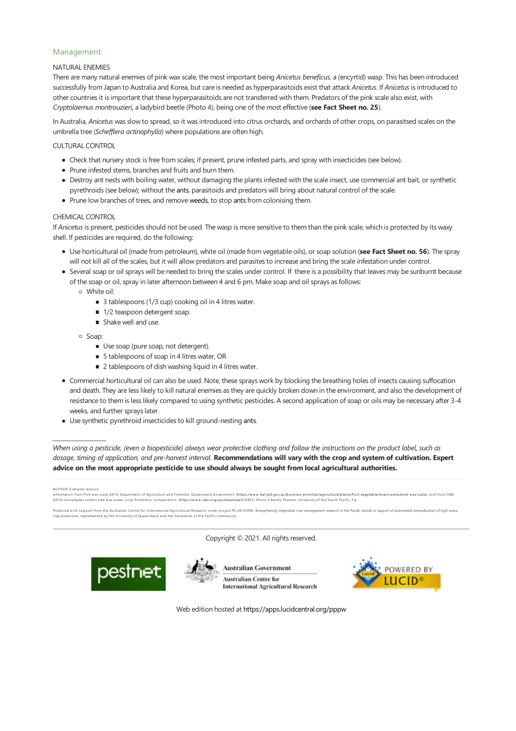## Management

### NATURAL ENEMIES

There are many natural enemies of pink wax scale, the most important being *Anicetus beneficus*, a (encyrtid) wasp. This has been introduced successfully from Japan to Australia and Korea, but care is needed as hyperparasitoids exist that attack *Anicetus*. If *Anicetus* is introduced to other countries it is important that these hyperparasitoids are not transferred with them. Predators of the pink scale also exist, with *Cryptolaemus montrouzieri*, a ladybird beetle (Photo 4), being one of the most effective (**see Fact Sheet no. 25**).

In Australia, *Anicetus* was slow to spread, so it was introduced into citrus orchards, and orchards of other crops, on parasitsed scales on the umbrella tree (*Schefflera actinophylla*) where populations are often high.

### CULTURAL CONTROL

- Check that nursery stock is free from scales; if present, prune infested parts, and spray with insecticides (see below).
- Prune infested stems, branches and fruits and burn them.
- Destroy ant nests with boiling water, without damaging the plants infested with the scale insect, use commercial ant bait, or synthetic pyrethroids (see below); without the ants, parasitoids and predators will bring about natural control of the scale.
- Prune low branches of trees, and remove weeds, to stop ants from colonising them.

### CHEMICAL CONTROL

If *Anicetus* is present, pesticides should not be used. The wasp is more sensitive to them than the pink scale, which is protected by its waxy shell. If pesticides are required, do the following:

- Use horticultural oil (made from petroleum), white oil (made from vegetable oils), or soap solution (**see Fact Sheet no. 56**). The spray will not kill all of the scales, but it will allow predators and parasites to increase and bring the scale infestation under control.
- Several soap or oil sprays will be needed to bring the scales under control. If there is a possibility that leaves may be sunburnt because of the soap or oil, spray in later afternoon between 4 and 6 pm. Make soap and oil sprays as follows:
  - White oil:
    - 3 tablespoons (1/3 cup) cooking oil in 4 litres water.
    - 1/2 teaspoon detergent soap.
    - Shake well and use.
  - Soap:
    - Use soap (pure soap, not detergent).
    - 5 tablespoons of soap in 4 litres water, OR
    - 2 tablespoons of dish washing liquid in 4 litres water.
- Commercial horticultural oil can also be used. Note, these sprays work by blocking the breathing holes of insects causing suffocation and death. They are less likely to kill natural enemies as they are quickly broken down in the environment, and also the development of resistance to them is less likely compared to using synthetic pesticides. A second application of soap or oils may be necessary after 3-4 weeks, and further sprays later.
- Use synthetic pyrethroid insecticides to kill ground-nesting ants.

---

*When using a pesticide, (even a biopesticide) always wear protective clothing and follow the instructions on the product label, such as dosage, timing of application, and pre-harvest interval.* **Recommendations will vary with the crop and system of cultivation. Expert advice on the most appropriate pesticide to use should always be sought from local agricultural authorities.**

AUTHOR Grahame Jackson
Information from Pink wax scale (2012) Department of Agriculture and Fisheries, Queensland Government. (https://www.daf.qld.gov.au/business-priorities/agriculture/plants/fruit-vegetable/insect-pests/pink-wax-scale); and from CABI (2016) Ceroplastes rubens (red wax scale). Crop Protection Compendium. (https://www.cabi.org/cpc/datasheet/12351). Photo 4 Randy Thaman, University of the South Pacific, Fiji.

Produced with support from the Australian Centre for International Agricultural Research under project PC/2010/090: *Strengthening integrated crop management research in the Pacific Islands in support of sustainable intensification of high-value crop production*, implemented by the University of Queensland and the Secretariat of the Pacific Community.

Copyright © 2021. All rights reserved.

pestnet

Australian Government
Australian Centre for International Agricultural Research

POWERED BY LUCID®

Web edition hosted at https://apps.lucidcentral.org/pppw